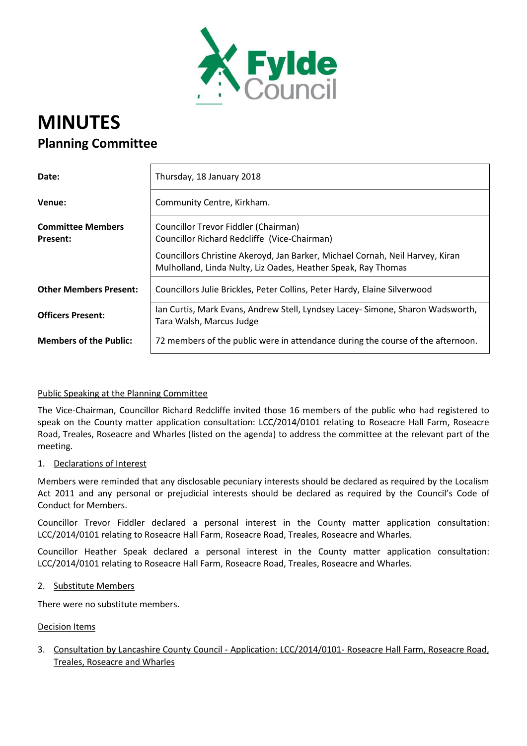Fylde Council

# MINUTES

## Planning Committee

| | |
|---|---|
| **Date:** | Thursday, 18 January 2018 |
| **Venue:** | Community Centre, Kirkham. |
| **Committee Members Present:** | Councillor Trevor Fiddler (Chairman)<br>Councillor Richard Redcliffe (Vice-Chairman)<br>Councillors Christine Akeroyd, Jan Barker, Michael Cornah, Neil Harvey, Kiran Mulholland, Linda Nulty, Liz Oades, Heather Speak, Ray Thomas |
| **Other Members Present:** | Councillors Julie Brickles, Peter Collins, Peter Hardy, Elaine Silverwood |
| **Officers Present:** | Ian Curtis, Mark Evans, Andrew Stell, Lyndsey Lacey- Simone, Sharon Wadsworth, Tara Walsh, Marcus Judge |
| **Members of the Public:** | 72 members of the public were in attendance during the course of the afternoon. |

Public Speaking at the Planning Committee

The Vice-Chairman, Councillor Richard Redcliffe invited those 16 members of the public who had registered to speak on the County matter application consultation: LCC/2014/0101 relating to Roseacre Hall Farm, Roseacre Road, Treales, Roseacre and Wharles (listed on the agenda) to address the committee at the relevant part of the meeting.

1. Declarations of Interest

Members were reminded that any disclosable pecuniary interests should be declared as required by the Localism Act 2011 and any personal or prejudicial interests should be declared as required by the Council's Code of Conduct for Members.

Councillor Trevor Fiddler declared a personal interest in the County matter application consultation: LCC/2014/0101 relating to Roseacre Hall Farm, Roseacre Road, Treales, Roseacre and Wharles.

Councillor Heather Speak declared a personal interest in the County matter application consultation: LCC/2014/0101 relating to Roseacre Hall Farm, Roseacre Road, Treales, Roseacre and Wharles.

2. Substitute Members

There were no substitute members.

Decision Items

3. Consultation by Lancashire County Council - Application: LCC/2014/0101- Roseacre Hall Farm, Roseacre Road, Treales, Roseacre and Wharles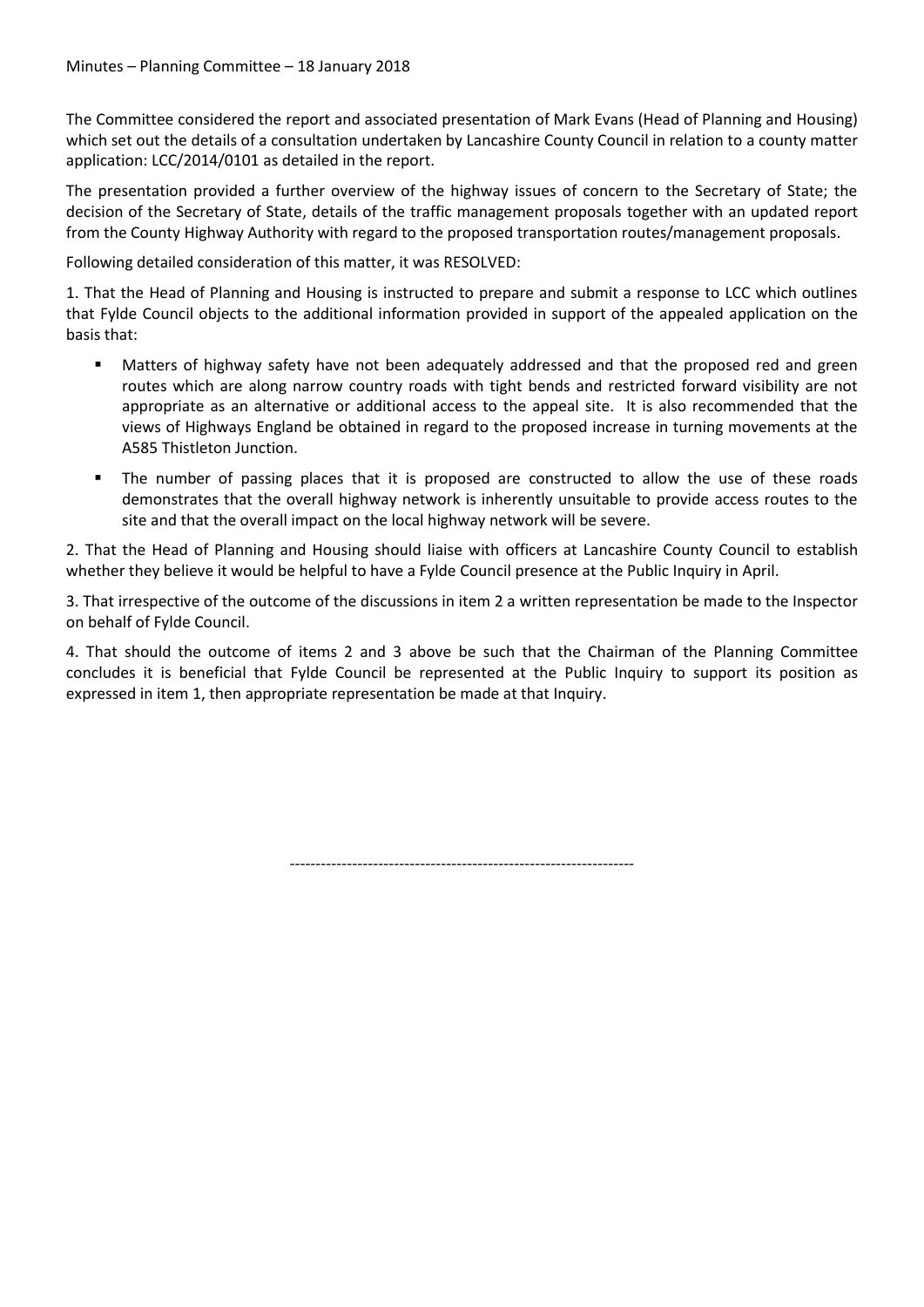The Committee considered the report and associated presentation of Mark Evans (Head of Planning and Housing) which set out the details of a consultation undertaken by Lancashire County Council in relation to a county matter application: LCC/2014/0101 as detailed in the report.

The presentation provided a further overview of the highway issues of concern to the Secretary of State; the decision of the Secretary of State, details of the traffic management proposals together with an updated report from the County Highway Authority with regard to the proposed transportation routes/management proposals.

Following detailed consideration of this matter, it was RESOLVED:

1. That the Head of Planning and Housing is instructed to prepare and submit a response to LCC which outlines that Fylde Council objects to the additional information provided in support of the appealed application on the basis that:

- Matters of highway safety have not been adequately addressed and that the proposed red and green routes which are along narrow country roads with tight bends and restricted forward visibility are not appropriate as an alternative or additional access to the appeal site. It is also recommended that the views of Highways England be obtained in regard to the proposed increase in turning movements at the A585 Thistleton Junction.
- The number of passing places that it is proposed are constructed to allow the use of these roads demonstrates that the overall highway network is inherently unsuitable to provide access routes to the site and that the overall impact on the local highway network will be severe.

2. That the Head of Planning and Housing should liaise with officers at Lancashire County Council to establish whether they believe it would be helpful to have a Fylde Council presence at the Public Inquiry in April.

3. That irrespective of the outcome of the discussions in item 2 a written representation be made to the Inspector on behalf of Fylde Council.

4. That should the outcome of items 2 and 3 above be such that the Chairman of the Planning Committee concludes it is beneficial that Fylde Council be represented at the Public Inquiry to support its position as expressed in item 1, then appropriate representation be made at that Inquiry.

------------------------------------------------------------------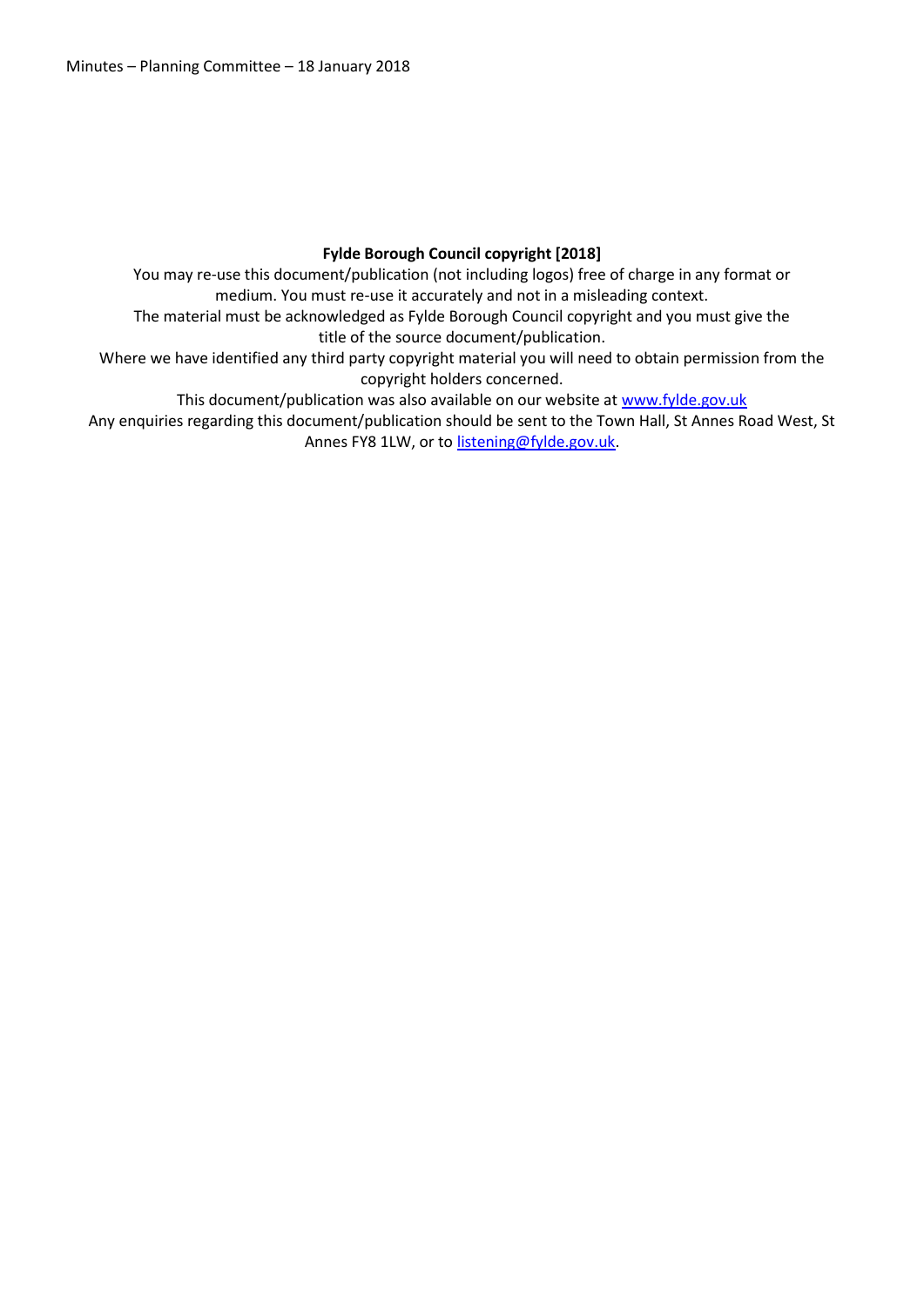**Fylde Borough Council copyright [2018]**

You may re-use this document/publication (not including logos) free of charge in any format or medium. You must re-use it accurately and not in a misleading context.

The material must be acknowledged as Fylde Borough Council copyright and you must give the title of the source document/publication.

Where we have identified any third party copyright material you will need to obtain permission from the copyright holders concerned.

This document/publication was also available on our website at www.fylde.gov.uk

Any enquiries regarding this document/publication should be sent to the Town Hall, St Annes Road West, St Annes FY8 1LW, or to listening@fylde.gov.uk.